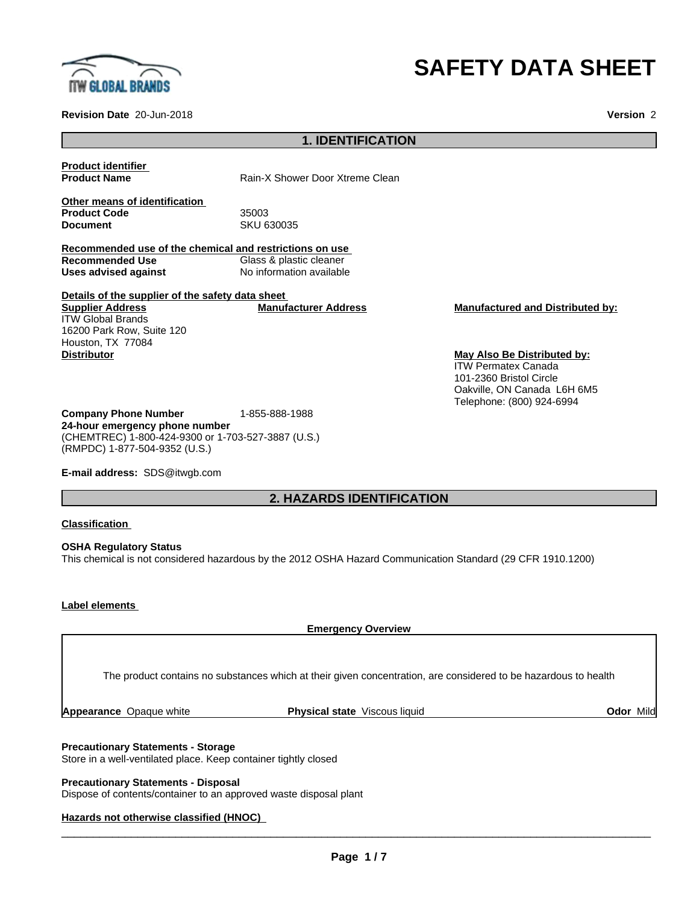# SAFETY DATA SHEET

**Revision Date** 20-Jun-2018 **Version** 2

## 1. IDENTIFICATION

**Product identifier**

**Product Name** Rain-X Shower Door Xtreme Clean

**Other means of identification**

**Product Code** 35003

**Document** SKU 630035

**Recommended use of the chemical and restrictions on use**

**Recommended Use** Glass & plastic cleaner

**Uses advised against** No information available

**Details of the supplier of the safety data sheet**

**Supplier Address**
ITW Global Brands
16200 Park Row, Suite 120
Houston, TX 77084

**Manufacturer Address**

**Manufactured and Distributed by:**

**Distributor**

**May Also Be Distributed by:**
ITW Permatex Canada
101-2360 Bristol Circle
Oakville, ON Canada L6H 6M5
Telephone: (800) 924-6994

**Company Phone Number** 1-855-888-1988

**24-hour emergency phone number**
(CHEMTREC) 1-800-424-9300 or 1-703-527-3887 (U.S.)
(RMPDC) 1-877-504-9352 (U.S.)

**E-mail address:** SDS@itwgb.com

## 2. HAZARDS IDENTIFICATION

**Classification**

**OSHA Regulatory Status**
This chemical is not considered hazardous by the 2012 OSHA Hazard Communication Standard (29 CFR 1910.1200)

**Label elements**

**Emergency Overview**

The product contains no substances which at their given concentration, are considered to be hazardous to health

**Appearance** Opaque white **Physical state** Viscous liquid **Odor** Mild

**Precautionary Statements - Storage**
Store in a well-ventilated place. Keep container tightly closed

**Precautionary Statements - Disposal**
Dispose of contents/container to an approved waste disposal plant

**Hazards not otherwise classified (HNOC)**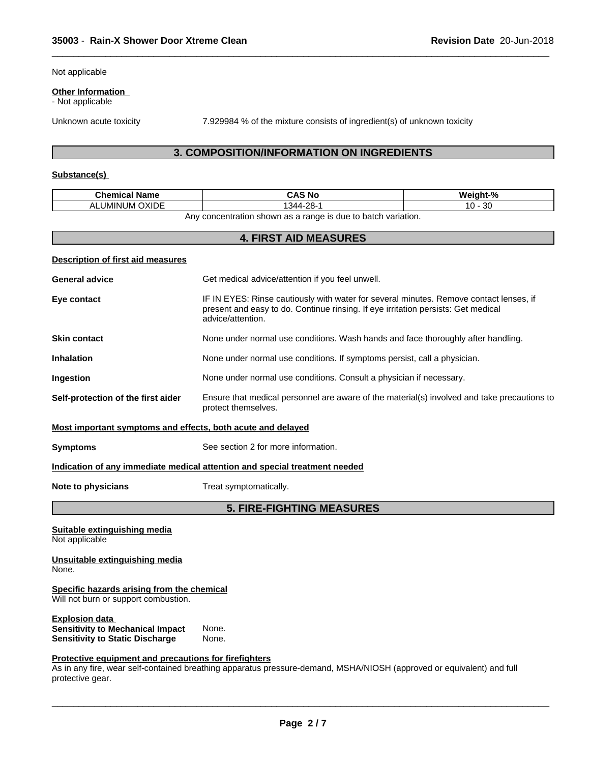Not applicable

**Other Information**
- Not applicable

Unknown acute toxicity    7.929984 % of the mixture consists of ingredient(s) of unknown toxicity

## 3. COMPOSITION/INFORMATION ON INGREDIENTS

**Substance(s)**

| Chemical Name | CAS No | Weight-% |
|---|---|---|
| ALUMINUM OXIDE | 1344-28-1 | 10 - 30 |

Any concentration shown as a range is due to batch variation.

## 4. FIRST AID MEASURES

**Description of first aid measures**

**General advice** Get medical advice/attention if you feel unwell.

**Eye contact** IF IN EYES: Rinse cautiously with water for several minutes. Remove contact lenses, if present and easy to do. Continue rinsing. If eye irritation persists: Get medical advice/attention.

**Skin contact** None under normal use conditions. Wash hands and face thoroughly after handling.

**Inhalation** None under normal use conditions. If symptoms persist, call a physician.

**Ingestion** None under normal use conditions. Consult a physician if necessary.

**Self-protection of the first aider** Ensure that medical personnel are aware of the material(s) involved and take precautions to protect themselves.

**Most important symptoms and effects, both acute and delayed**

**Symptoms** See section 2 for more information.

**Indication of any immediate medical attention and special treatment needed**

**Note to physicians** Treat symptomatically.

## 5. FIRE-FIGHTING MEASURES

**Suitable extinguishing media**
Not applicable

**Unsuitable extinguishing media**
None.

**Specific hazards arising from the chemical**
Will not burn or support combustion.

**Explosion data**
**Sensitivity to Mechanical Impact** None.
**Sensitivity to Static Discharge** None.

**Protective equipment and precautions for firefighters**
As in any fire, wear self-contained breathing apparatus pressure-demand, MSHA/NIOSH (approved or equivalent) and full protective gear.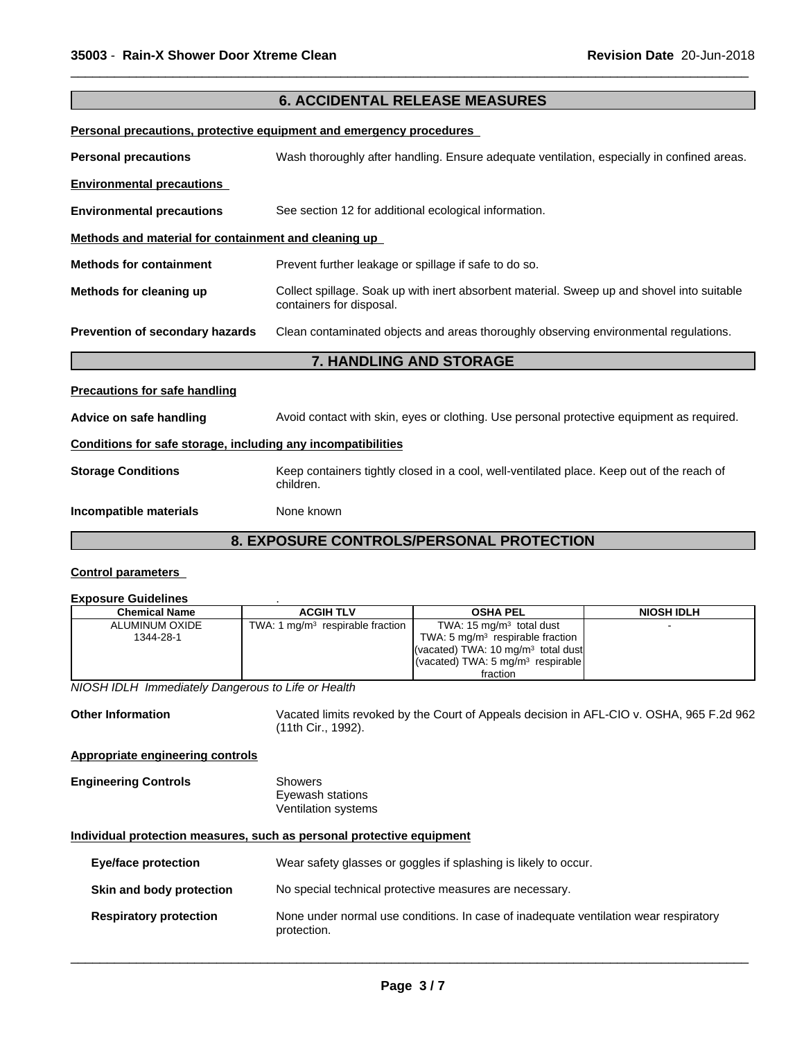## 6. ACCIDENTAL RELEASE MEASURES

**Personal precautions, protective equipment and emergency procedures**

**Personal precautions** Wash thoroughly after handling. Ensure adequate ventilation, especially in confined areas.

**Environmental precautions**

**Environmental precautions** See section 12 for additional ecological information.

**Methods and material for containment and cleaning up**

**Methods for containment** Prevent further leakage or spillage if safe to do so.

**Methods for cleaning up** Collect spillage. Soak up with inert absorbent material. Sweep up and shovel into suitable containers for disposal.

**Prevention of secondary hazards** Clean contaminated objects and areas thoroughly observing environmental regulations.

## 7. HANDLING AND STORAGE

**Precautions for safe handling**

**Advice on safe handling** Avoid contact with skin, eyes or clothing. Use personal protective equipment as required.

**Conditions for safe storage, including any incompatibilities**

**Storage Conditions** Keep containers tightly closed in a cool, well-ventilated place. Keep out of the reach of children.

**Incompatible materials** None known

## 8. EXPOSURE CONTROLS/PERSONAL PROTECTION

**Control parameters**

**Exposure Guidelines** .

| Chemical Name | ACGIH TLV | OSHA PEL | NIOSH IDLH |
|---|---|---|---|
| ALUMINUM OXIDE 1344-28-1 | TWA: 1 mg/m³ respirable fraction | TWA: 15 mg/m³ total dust<br>TWA: 5 mg/m³ respirable fraction<br>(vacated) TWA: 10 mg/m³ total dust<br>(vacated) TWA: 5 mg/m³ respirable fraction | - |

*NIOSH IDLH Immediately Dangerous to Life or Health*

**Other Information** Vacated limits revoked by the Court of Appeals decision in AFL-CIO v. OSHA, 965 F.2d 962 (11th Cir., 1992).

**Appropriate engineering controls**

**Engineering Controls** Showers
Eyewash stations
Ventilation systems

**Individual protection measures, such as personal protective equipment**

**Eye/face protection** Wear safety glasses or goggles if splashing is likely to occur.

**Skin and body protection** No special technical protective measures are necessary.

**Respiratory protection** None under normal use conditions. In case of inadequate ventilation wear respiratory protection.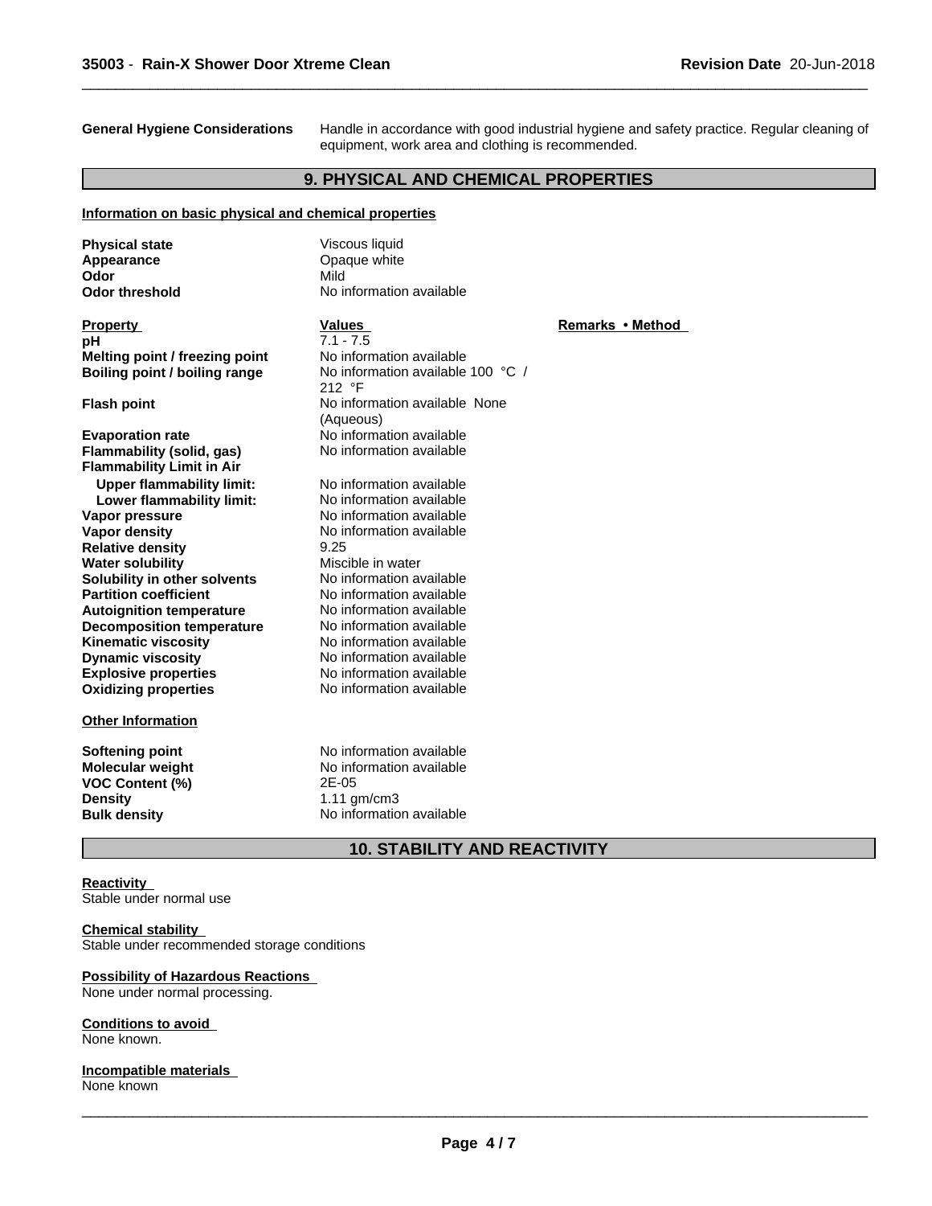**General Hygiene Considerations** Handle in accordance with good industrial hygiene and safety practice. Regular cleaning of equipment, work area and clothing is recommended.

## 9. PHYSICAL AND CHEMICAL PROPERTIES

**Information on basic physical and chemical properties**

| | |
|---|---|
| **Physical state** | Viscous liquid |
| **Appearance** | Opaque white |
| **Odor** | Mild |
| **Odor threshold** | No information available |

| Property | Values | Remarks • Method |
|---|---|---|
| **pH** | 7.1 - 7.5 | |
| **Melting point / freezing point** | No information available | |
| **Boiling point / boiling range** | No information available 100 °C / 212 °F | |
| **Flash point** | No information available None (Aqueous) | |
| **Evaporation rate** | No information available | |
| **Flammability (solid, gas)** | No information available | |
| **Flammability Limit in Air** | | |
| **Upper flammability limit:** | No information available | |
| **Lower flammability limit:** | No information available | |
| **Vapor pressure** | No information available | |
| **Vapor density** | No information available | |
| **Relative density** | 9.25 | |
| **Water solubility** | Miscible in water | |
| **Solubility in other solvents** | No information available | |
| **Partition coefficient** | No information available | |
| **Autoignition temperature** | No information available | |
| **Decomposition temperature** | No information available | |
| **Kinematic viscosity** | No information available | |
| **Dynamic viscosity** | No information available | |
| **Explosive properties** | No information available | |
| **Oxidizing properties** | No information available | |

**Other Information**

| | |
|---|---|
| **Softening point** | No information available |
| **Molecular weight** | No information available |
| **VOC Content (%)** | 2E-05 |
| **Density** | 1.11 gm/cm3 |
| **Bulk density** | No information available |

## 10. STABILITY AND REACTIVITY

**Reactivity**
Stable under normal use

**Chemical stability**
Stable under recommended storage conditions

**Possibility of Hazardous Reactions**
None under normal processing.

**Conditions to avoid**
None known.

**Incompatible materials**
None known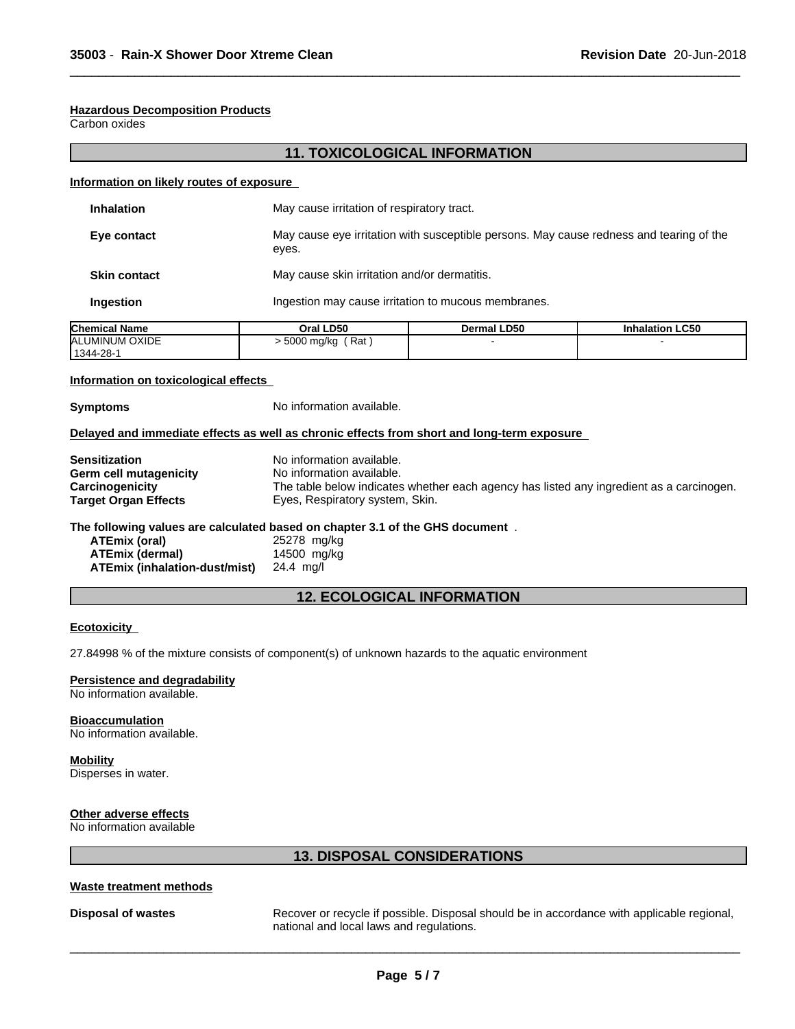#### Hazardous Decomposition Products

Carbon oxides

## 11. TOXICOLOGICAL INFORMATION

#### Information on likely routes of exposure

**Inhalation** May cause irritation of respiratory tract.

**Eye contact** May cause eye irritation with susceptible persons. May cause redness and tearing of the eyes.

**Skin contact** May cause skin irritation and/or dermatitis.

**Ingestion** Ingestion may cause irritation to mucous membranes.

| Chemical Name | Oral LD50 | Dermal LD50 | Inhalation LC50 |
|---|---|---|---|
| ALUMINUM OXIDE<br>1344-28-1 | > 5000 mg/kg ( Rat ) | - | - |

#### Information on toxicological effects

**Symptoms** No information available.

#### Delayed and immediate effects as well as chronic effects from short and long-term exposure

**Sensitization** No information available.
**Germ cell mutagenicity** No information available.
**Carcinogenicity** The table below indicates whether each agency has listed any ingredient as a carcinogen.
**Target Organ Effects** Eyes, Respiratory system, Skin.

**The following values are calculated based on chapter 3.1 of the GHS document** .

**ATEmix (oral)** 25278 mg/kg
**ATEmix (dermal)** 14500 mg/kg
**ATEmix (inhalation-dust/mist)** 24.4 mg/l

## 12. ECOLOGICAL INFORMATION

#### Ecotoxicity

27.84998 % of the mixture consists of component(s) of unknown hazards to the aquatic environment

#### Persistence and degradability

No information available.

#### Bioaccumulation

No information available.

#### Mobility

Disperses in water.

#### Other adverse effects

No information available

## 13. DISPOSAL CONSIDERATIONS

#### Waste treatment methods

**Disposal of wastes** Recover or recycle if possible. Disposal should be in accordance with applicable regional, national and local laws and regulations.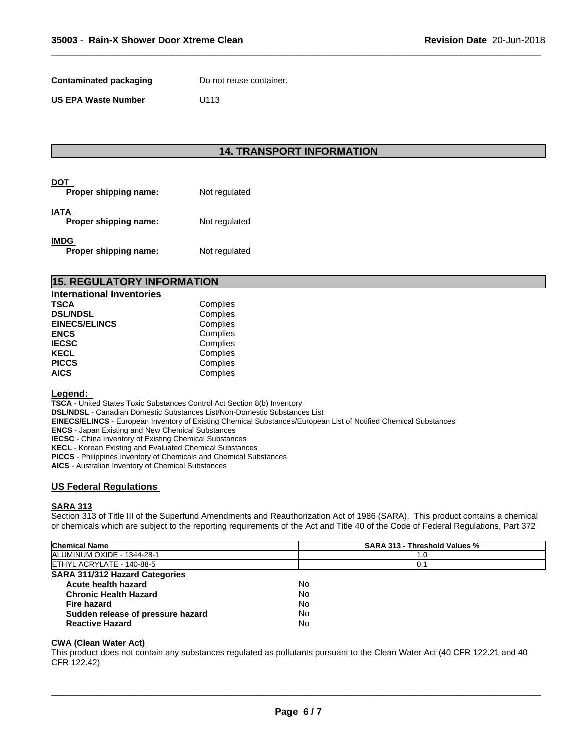**Contaminated packaging** Do not reuse container.

**US EPA Waste Number** U113

## 14. TRANSPORT INFORMATION

**DOT**
**Proper shipping name:** Not regulated

**IATA**
**Proper shipping name:** Not regulated

**IMDG**
**Proper shipping name:** Not regulated

## 15. REGULATORY INFORMATION

**International Inventories**

| | |
|---|---|
| **TSCA** | Complies |
| **DSL/NDSL** | Complies |
| **EINECS/ELINCS** | Complies |
| **ENCS** | Complies |
| **IECSC** | Complies |
| **KECL** | Complies |
| **PICCS** | Complies |
| **AICS** | Complies |

**Legend:**

**TSCA** - United States Toxic Substances Control Act Section 8(b) Inventory
**DSL/NDSL** - Canadian Domestic Substances List/Non-Domestic Substances List
**EINECS/ELINCS** - European Inventory of Existing Chemical Substances/European List of Notified Chemical Substances
**ENCS** - Japan Existing and New Chemical Substances
**IECSC** - China Inventory of Existing Chemical Substances
**KECL** - Korean Existing and Evaluated Chemical Substances
**PICCS** - Philippines Inventory of Chemicals and Chemical Substances
**AICS** - Australian Inventory of Chemical Substances

### US Federal Regulations

**SARA 313**

Section 313 of Title III of the Superfund Amendments and Reauthorization Act of 1986 (SARA). This product contains a chemical or chemicals which are subject to the reporting requirements of the Act and Title 40 of the Code of Federal Regulations, Part 372

| Chemical Name | SARA 313 - Threshold Values % |
|---|---|
| ALUMINUM OXIDE - 1344-28-1 | 1.0 |
| ETHYL ACRYLATE - 140-88-5 | 0.1 |

**SARA 311/312 Hazard Categories**

| | |
|---|---|
| **Acute health hazard** | No |
| **Chronic Health Hazard** | No |
| **Fire hazard** | No |
| **Sudden release of pressure hazard** | No |
| **Reactive Hazard** | No |

**CWA (Clean Water Act)**

This product does not contain any substances regulated as pollutants pursuant to the Clean Water Act (40 CFR 122.21 and 40 CFR 122.42)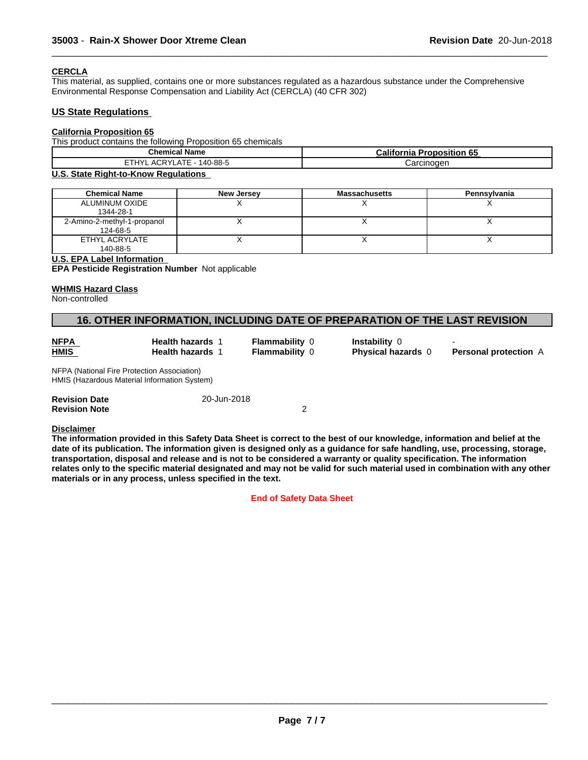### CERCLA

This material, as supplied, contains one or more substances regulated as a hazardous substance under the Comprehensive Environmental Response Compensation and Liability Act (CERCLA) (40 CFR 302)

## US State Regulations

### California Proposition 65

This product contains the following Proposition 65 chemicals

| Chemical Name | California Proposition 65 |
|---|---|
| ETHYL ACRYLATE - 140-88-5 | Carcinogen |

### U.S. State Right-to-Know Regulations

| Chemical Name | New Jersey | Massachusetts | Pennsylvania |
|---|---|---|---|
| ALUMINUM OXIDE 1344-28-1 | X | X | X |
| 2-Amino-2-methyl-1-propanol 124-68-5 | X | X | X |
| ETHYL ACRYLATE 140-88-5 | X | X | X |

### U.S. EPA Label Information

**EPA Pesticide Registration Number** Not applicable

### WHMIS Hazard Class

Non-controlled

## 16. OTHER INFORMATION, INCLUDING DATE OF PREPARATION OF THE LAST REVISION

| | | | | |
|---|---|---|---|---|
| **NFPA** | **Health hazards** 1 | **Flammability** 0 | **Instability** 0 | - |
| **HMIS** | **Health hazards** 1 | **Flammability** 0 | **Physical hazards** 0 | **Personal protection** A |

NFPA (National Fire Protection Association)
HMIS (Hazardous Material Information System)

**Revision Date** 20-Jun-2018
**Revision Note** 2

### Disclaimer

**The information provided in this Safety Data Sheet is correct to the best of our knowledge, information and belief at the date of its publication. The information given is designed only as a guidance for safe handling, use, processing, storage, transportation, disposal and release and is not to be considered a warranty or quality specification. The information relates only to the specific material designated and may not be valid for such material used in combination with any other materials or in any process, unless specified in the text.**

**End of Safety Data Sheet**